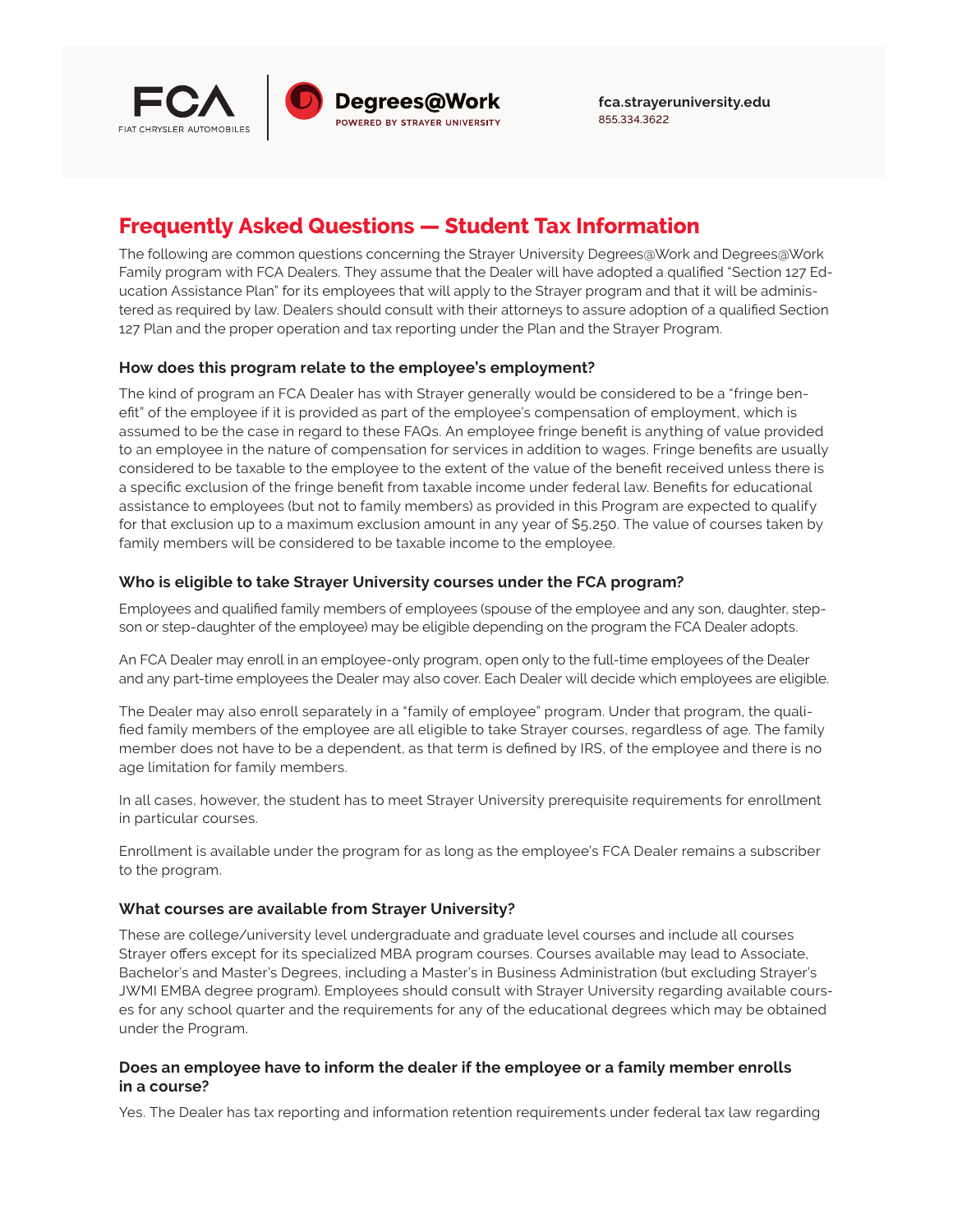FCA
FIAT CHRYSLER AUTOMOBILES

Degrees@Work
POWERED BY STRAYER UNIVERSITY

**fca.strayeruniversity.edu**
855.334.3622

# Frequently Asked Questions — Student Tax Information

The following are common questions concerning the Strayer University Degrees@Work and Degrees@Work Family program with FCA Dealers. They assume that the Dealer will have adopted a qualified "Section 127 Education Assistance Plan" for its employees that will apply to the Strayer program and that it will be administered as required by law. Dealers should consult with their attorneys to assure adoption of a qualified Section 127 Plan and the proper operation and tax reporting under the Plan and the Strayer Program.

### How does this program relate to the employee's employment?

The kind of program an FCA Dealer has with Strayer generally would be considered to be a "fringe benefit" of the employee if it is provided as part of the employee's compensation of employment, which is assumed to be the case in regard to these FAQs. An employee fringe benefit is anything of value provided to an employee in the nature of compensation for services in addition to wages. Fringe benefits are usually considered to be taxable to the employee to the extent of the value of the benefit received unless there is a specific exclusion of the fringe benefit from taxable income under federal law. Benefits for educational assistance to employees (but not to family members) as provided in this Program are expected to qualify for that exclusion up to a maximum exclusion amount in any year of $5,250. The value of courses taken by family members will be considered to be taxable income to the employee.

### Who is eligible to take Strayer University courses under the FCA program?

Employees and qualified family members of employees (spouse of the employee and any son, daughter, stepson or step-daughter of the employee) may be eligible depending on the program the FCA Dealer adopts.

An FCA Dealer may enroll in an employee-only program, open only to the full-time employees of the Dealer and any part-time employees the Dealer may also cover. Each Dealer will decide which employees are eligible.

The Dealer may also enroll separately in a "family of employee" program. Under that program, the qualified family members of the employee are all eligible to take Strayer courses, regardless of age. The family member does not have to be a dependent, as that term is defined by IRS, of the employee and there is no age limitation for family members.

In all cases, however, the student has to meet Strayer University prerequisite requirements for enrollment in particular courses.

Enrollment is available under the program for as long as the employee's FCA Dealer remains a subscriber to the program.

### What courses are available from Strayer University?

These are college/university level undergraduate and graduate level courses and include all courses Strayer offers except for its specialized MBA program courses. Courses available may lead to Associate, Bachelor's and Master's Degrees, including a Master's in Business Administration (but excluding Strayer's JWMI EMBA degree program). Employees should consult with Strayer University regarding available courses for any school quarter and the requirements for any of the educational degrees which may be obtained under the Program.

### Does an employee have to inform the dealer if the employee or a family member enrolls in a course?

Yes. The Dealer has tax reporting and information retention requirements under federal tax law regarding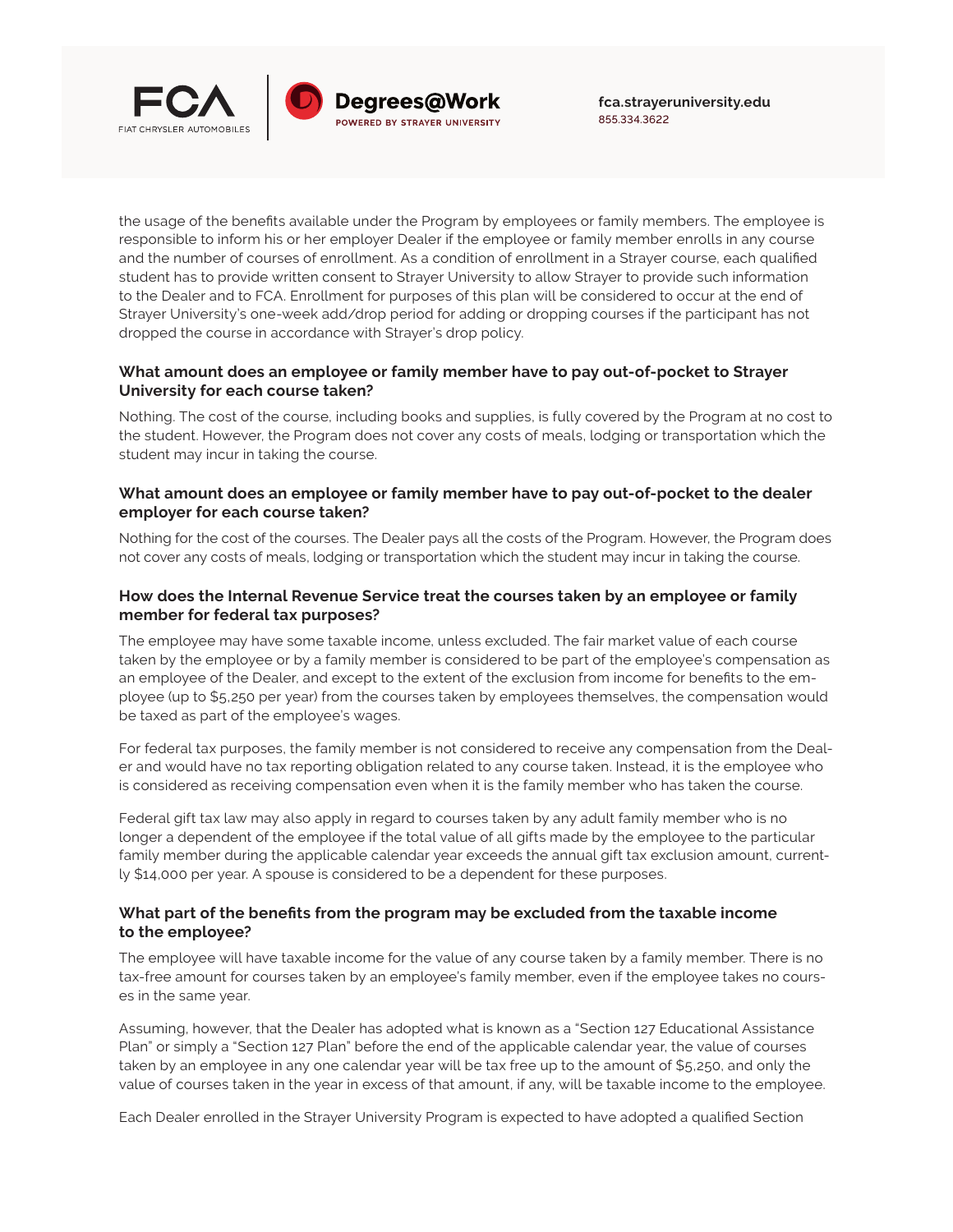the usage of the benefits available under the Program by employees or family members. The employee is responsible to inform his or her employer Dealer if the employee or family member enrolls in any course and the number of courses of enrollment. As a condition of enrollment in a Strayer course, each qualified student has to provide written consent to Strayer University to allow Strayer to provide such information to the Dealer and to FCA. Enrollment for purposes of this plan will be considered to occur at the end of Strayer University's one-week add/drop period for adding or dropping courses if the participant has not dropped the course in accordance with Strayer's drop policy.

### What amount does an employee or family member have to pay out-of-pocket to Strayer University for each course taken?

Nothing. The cost of the course, including books and supplies, is fully covered by the Program at no cost to the student. However, the Program does not cover any costs of meals, lodging or transportation which the student may incur in taking the course.

### What amount does an employee or family member have to pay out-of-pocket to the dealer employer for each course taken?

Nothing for the cost of the courses. The Dealer pays all the costs of the Program. However, the Program does not cover any costs of meals, lodging or transportation which the student may incur in taking the course.

### How does the Internal Revenue Service treat the courses taken by an employee or family member for federal tax purposes?

The employee may have some taxable income, unless excluded. The fair market value of each course taken by the employee or by a family member is considered to be part of the employee's compensation as an employee of the Dealer, and except to the extent of the exclusion from income for benefits to the employee (up to $5,250 per year) from the courses taken by employees themselves, the compensation would be taxed as part of the employee's wages.

For federal tax purposes, the family member is not considered to receive any compensation from the Dealer and would have no tax reporting obligation related to any course taken. Instead, it is the employee who is considered as receiving compensation even when it is the family member who has taken the course.

Federal gift tax law may also apply in regard to courses taken by any adult family member who is no longer a dependent of the employee if the total value of all gifts made by the employee to the particular family member during the applicable calendar year exceeds the annual gift tax exclusion amount, currently $14,000 per year. A spouse is considered to be a dependent for these purposes.

### What part of the benefits from the program may be excluded from the taxable income to the employee?

The employee will have taxable income for the value of any course taken by a family member. There is no tax-free amount for courses taken by an employee's family member, even if the employee takes no courses in the same year.

Assuming, however, that the Dealer has adopted what is known as a "Section 127 Educational Assistance Plan" or simply a "Section 127 Plan" before the end of the applicable calendar year, the value of courses taken by an employee in any one calendar year will be tax free up to the amount of $5,250, and only the value of courses taken in the year in excess of that amount, if any, will be taxable income to the employee.

Each Dealer enrolled in the Strayer University Program is expected to have adopted a qualified Section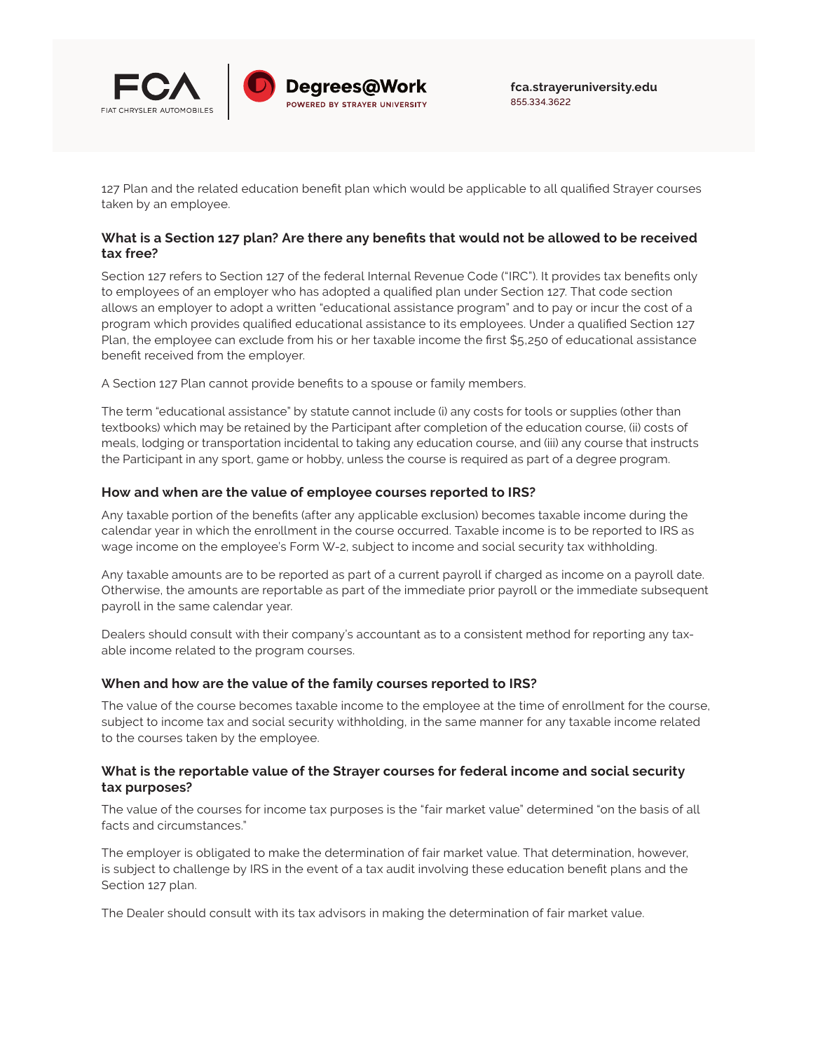127 Plan and the related education benefit plan which would be applicable to all qualified Strayer courses taken by an employee.

### What is a Section 127 plan? Are there any benefits that would not be allowed to be received tax free?

Section 127 refers to Section 127 of the federal Internal Revenue Code ("IRC"). It provides tax benefits only to employees of an employer who has adopted a qualified plan under Section 127. That code section allows an employer to adopt a written "educational assistance program" and to pay or incur the cost of a program which provides qualified educational assistance to its employees. Under a qualified Section 127 Plan, the employee can exclude from his or her taxable income the first $5,250 of educational assistance benefit received from the employer.

A Section 127 Plan cannot provide benefits to a spouse or family members.

The term "educational assistance" by statute cannot include (i) any costs for tools or supplies (other than textbooks) which may be retained by the Participant after completion of the education course, (ii) costs of meals, lodging or transportation incidental to taking any education course, and (iii) any course that instructs the Participant in any sport, game or hobby, unless the course is required as part of a degree program.

### How and when are the value of employee courses reported to IRS?

Any taxable portion of the benefits (after any applicable exclusion) becomes taxable income during the calendar year in which the enrollment in the course occurred. Taxable income is to be reported to IRS as wage income on the employee's Form W-2, subject to income and social security tax withholding.

Any taxable amounts are to be reported as part of a current payroll if charged as income on a payroll date. Otherwise, the amounts are reportable as part of the immediate prior payroll or the immediate subsequent payroll in the same calendar year.

Dealers should consult with their company's accountant as to a consistent method for reporting any taxable income related to the program courses.

### When and how are the value of the family courses reported to IRS?

The value of the course becomes taxable income to the employee at the time of enrollment for the course, subject to income tax and social security withholding, in the same manner for any taxable income related to the courses taken by the employee.

### What is the reportable value of the Strayer courses for federal income and social security tax purposes?

The value of the courses for income tax purposes is the "fair market value" determined "on the basis of all facts and circumstances."

The employer is obligated to make the determination of fair market value. That determination, however, is subject to challenge by IRS in the event of a tax audit involving these education benefit plans and the Section 127 plan.

The Dealer should consult with its tax advisors in making the determination of fair market value.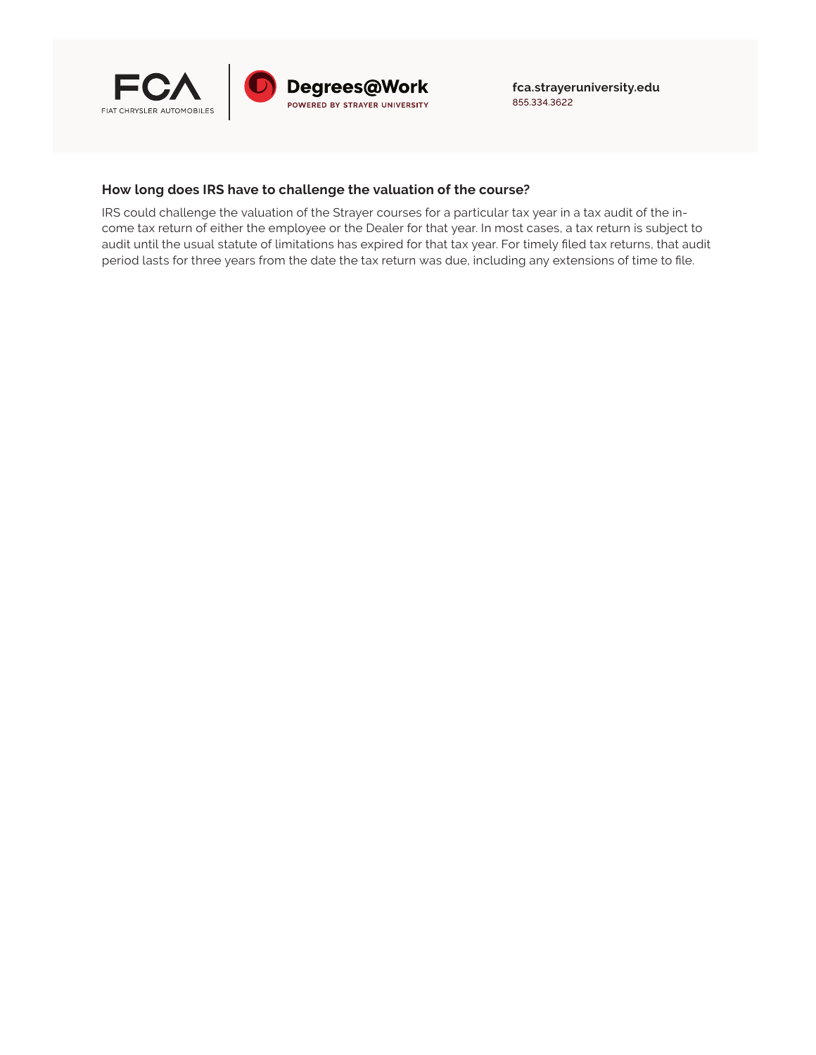### How long does IRS have to challenge the valuation of the course?

IRS could challenge the valuation of the Strayer courses for a particular tax year in a tax audit of the income tax return of either the employee or the Dealer for that year. In most cases, a tax return is subject to audit until the usual statute of limitations has expired for that tax year. For timely filed tax returns, that audit period lasts for three years from the date the tax return was due, including any extensions of time to file.